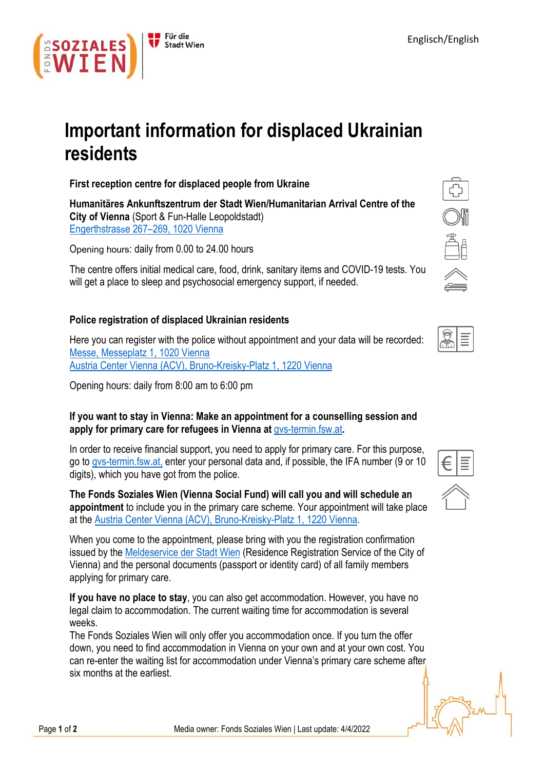Englisch/English

# Important information for displaced Ukrainian residents

### First reception centre for displaced people from Ukraine

**Humanitäres Ankunftszentrum der Stadt Wien/Humanitarian Arrival Centre of the City of Vienna** (Sport & Fun-Halle Leopoldstadt)
Engerthstrasse 267–269, 1020 Vienna

Opening hours: daily from 0.00 to 24.00 hours

The centre offers initial medical care, food, drink, sanitary items and COVID-19 tests. You will get a place to sleep and psychosocial emergency support, if needed.

### Police registration of displaced Ukrainian residents

Here you can register with the police without appointment and your data will be recorded:
Messe, Messeplatz 1, 1020 Vienna
Austria Center Vienna (ACV), Bruno-Kreisky-Platz 1, 1220 Vienna

Opening hours: daily from 8:00 am to 6:00 pm

### If you want to stay in Vienna: Make an appointment for a counselling session and apply for primary care for refugees in Vienna at gvs-termin.fsw.at.

In order to receive financial support, you need to apply for primary care. For this purpose, go to gvs-termin.fsw.at, enter your personal data and, if possible, the IFA number (9 or 10 digits), which you have got from the police.

**The Fonds Soziales Wien (Vienna Social Fund) will call you and will schedule an appointment** to include you in the primary care scheme. Your appointment will take place at the Austria Center Vienna (ACV), Bruno-Kreisky-Platz 1, 1220 Vienna.

When you come to the appointment, please bring with you the registration confirmation issued by the Meldeservice der Stadt Wien (Residence Registration Service of the City of Vienna) and the personal documents (passport or identity card) of all family members applying for primary care.

**If you have no place to stay**, you can also get accommodation. However, you have no legal claim to accommodation. The current waiting time for accommodation is several weeks.
The Fonds Soziales Wien will only offer you accommodation once. If you turn the offer down, you need to find accommodation in Vienna on your own and at your own cost. You can re-enter the waiting list for accommodation under Vienna's primary care scheme after six months at the earliest.

Media owner: Fonds Soziales Wien | Last update: 4/4/2022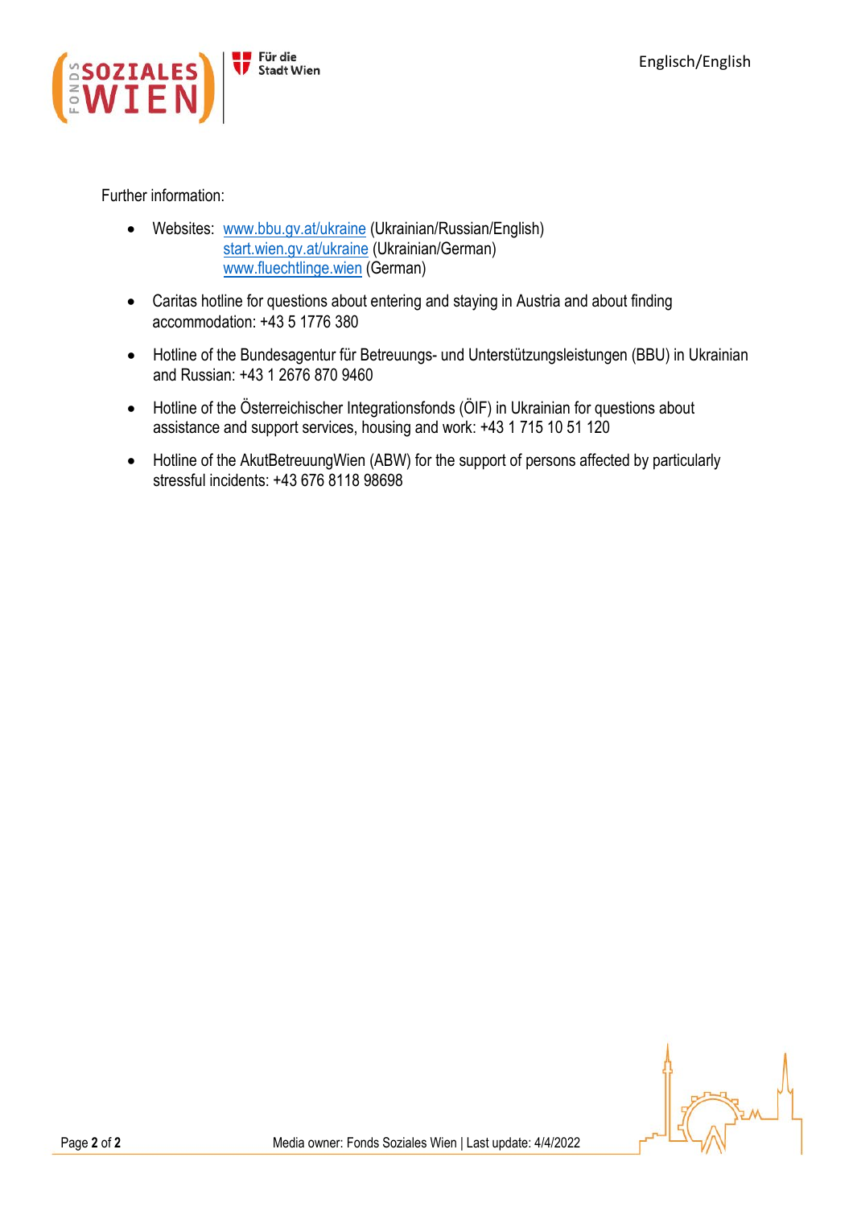Further information:

- Websites: www.bbu.gv.at/ukraine (Ukrainian/Russian/English)
  start.wien.gv.at/ukraine (Ukrainian/German)
  www.fluechtlinge.wien (German)

- Caritas hotline for questions about entering and staying in Austria and about finding accommodation: +43 5 1776 380

- Hotline of the Bundesagentur für Betreuungs- und Unterstützungsleistungen (BBU) in Ukrainian and Russian: +43 1 2676 870 9460

- Hotline of the Österreichischer Integrationsfonds (ÖIF) in Ukrainian for questions about assistance and support services, housing and work: +43 1 715 10 51 120

- Hotline of the AkutBetreuungWien (ABW) for the support of persons affected by particularly stressful incidents: +43 676 8118 98698

Media owner: Fonds Soziales Wien | Last update: 4/4/2022